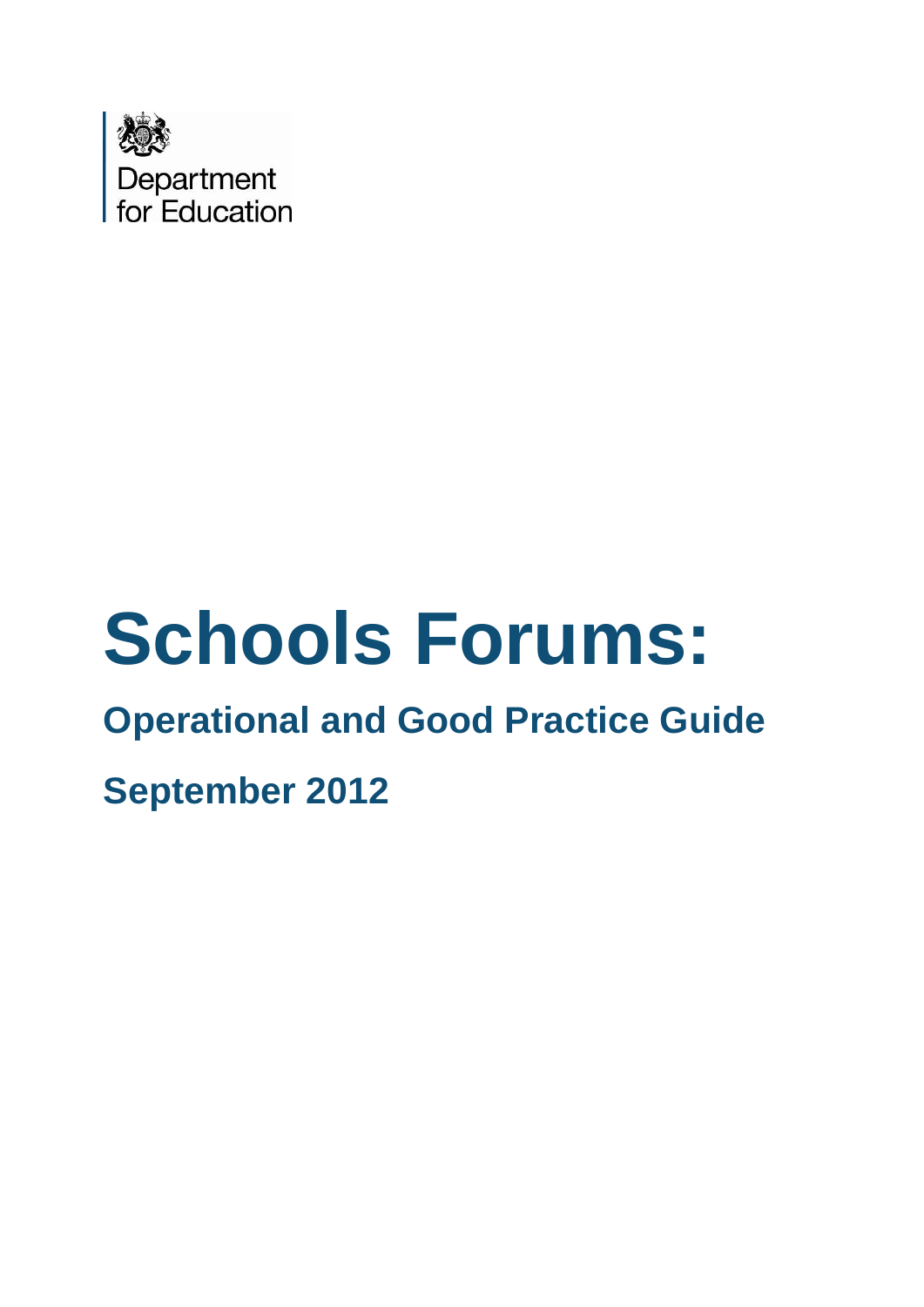Department for Education

# Schools Forums:

## Operational and Good Practice Guide

## September 2012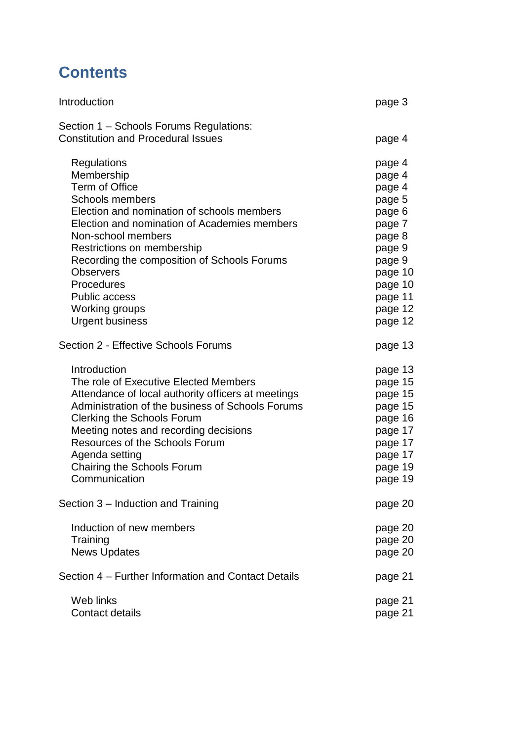# Contents

| | |
|---|---|
| Introduction | page 3 |
| Section 1 – Schools Forums Regulations: Constitution and Procedural Issues | page 4 |
| Regulations | page 4 |
| Membership | page 4 |
| Term of Office | page 4 |
| Schools members | page 5 |
| Election and nomination of schools members | page 6 |
| Election and nomination of Academies members | page 7 |
| Non-school members | page 8 |
| Restrictions on membership | page 9 |
| Recording the composition of Schools Forums | page 9 |
| Observers | page 10 |
| Procedures | page 10 |
| Public access | page 11 |
| Working groups | page 12 |
| Urgent business | page 12 |
| Section 2 - Effective Schools Forums | page 13 |
| Introduction | page 13 |
| The role of Executive Elected Members | page 15 |
| Attendance of local authority officers at meetings | page 15 |
| Administration of the business of Schools Forums | page 15 |
| Clerking the Schools Forum | page 16 |
| Meeting notes and recording decisions | page 17 |
| Resources of the Schools Forum | page 17 |
| Agenda setting | page 17 |
| Chairing the Schools Forum | page 19 |
| Communication | page 19 |
| Section 3 – Induction and Training | page 20 |
| Induction of new members | page 20 |
| Training | page 20 |
| News Updates | page 20 |
| Section 4 – Further Information and Contact Details | page 21 |
| Web links | page 21 |
| Contact details | page 21 |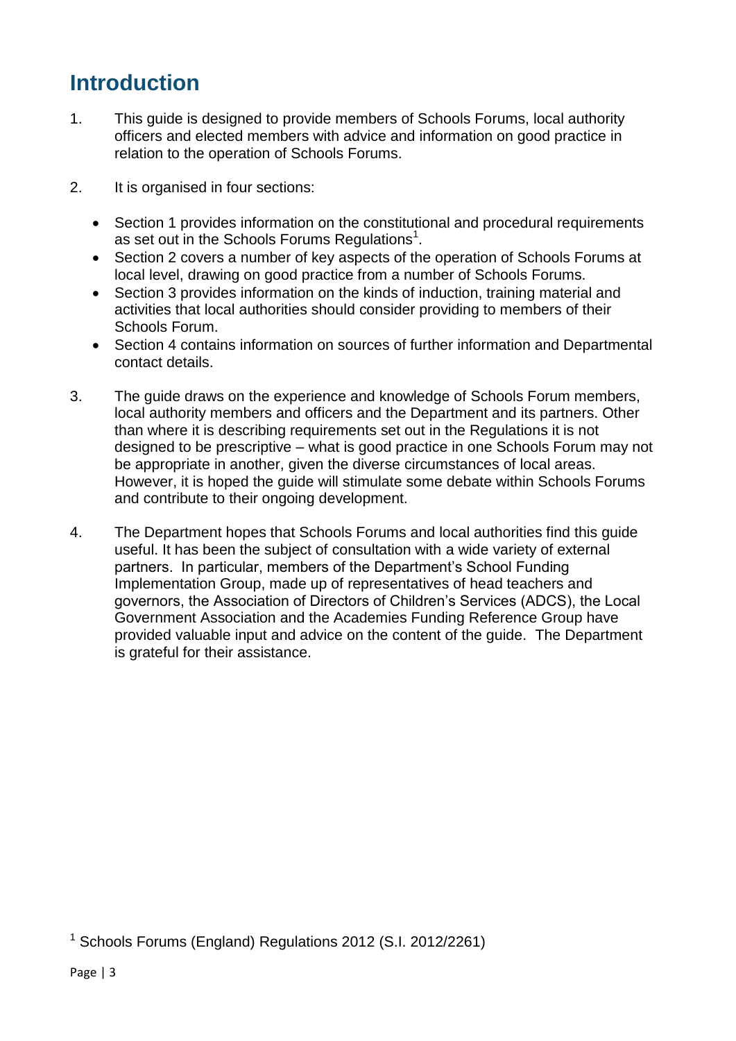# Introduction

1. This guide is designed to provide members of Schools Forums, local authority officers and elected members with advice and information on good practice in relation to the operation of Schools Forums.

2. It is organised in four sections:

    - Section 1 provides information on the constitutional and procedural requirements as set out in the Schools Forums Regulations[1].
    - Section 2 covers a number of key aspects of the operation of Schools Forums at local level, drawing on good practice from a number of Schools Forums.
    - Section 3 provides information on the kinds of induction, training material and activities that local authorities should consider providing to members of their Schools Forum.
    - Section 4 contains information on sources of further information and Departmental contact details.

3. The guide draws on the experience and knowledge of Schools Forum members, local authority members and officers and the Department and its partners. Other than where it is describing requirements set out in the Regulations it is not designed to be prescriptive – what is good practice in one Schools Forum may not be appropriate in another, given the diverse circumstances of local areas. However, it is hoped the guide will stimulate some debate within Schools Forums and contribute to their ongoing development.

4. The Department hopes that Schools Forums and local authorities find this guide useful. It has been the subject of consultation with a wide variety of external partners. In particular, members of the Department's School Funding Implementation Group, made up of representatives of head teachers and governors, the Association of Directors of Children's Services (ADCS), the Local Government Association and the Academies Funding Reference Group have provided valuable input and advice on the content of the guide. The Department is grateful for their assistance.

[1] Schools Forums (England) Regulations 2012 (S.I. 2012/2261)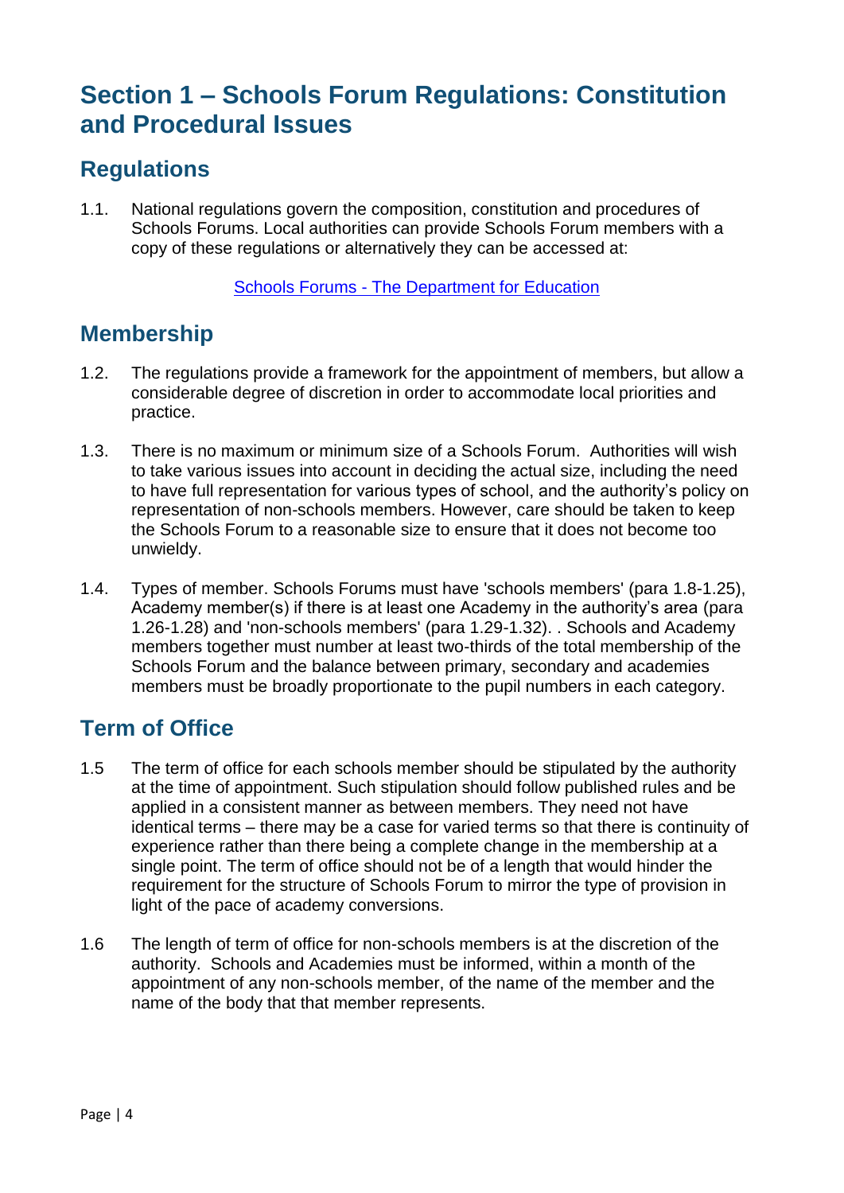# Section 1 – Schools Forum Regulations: Constitution and Procedural Issues

## Regulations

1.1. National regulations govern the composition, constitution and procedures of Schools Forums. Local authorities can provide Schools Forum members with a copy of these regulations or alternatively they can be accessed at:

[Schools Forums - The Department for Education]

## Membership

1.2. The regulations provide a framework for the appointment of members, but allow a considerable degree of discretion in order to accommodate local priorities and practice.

1.3. There is no maximum or minimum size of a Schools Forum. Authorities will wish to take various issues into account in deciding the actual size, including the need to have full representation for various types of school, and the authority's policy on representation of non-schools members. However, care should be taken to keep the Schools Forum to a reasonable size to ensure that it does not become too unwieldy.

1.4. Types of member. Schools Forums must have 'schools members' (para 1.8-1.25), Academy member(s) if there is at least one Academy in the authority's area (para 1.26-1.28) and 'non-schools members' (para 1.29-1.32). . Schools and Academy members together must number at least two-thirds of the total membership of the Schools Forum and the balance between primary, secondary and academies members must be broadly proportionate to the pupil numbers in each category.

## Term of Office

1.5 The term of office for each schools member should be stipulated by the authority at the time of appointment. Such stipulation should follow published rules and be applied in a consistent manner as between members. They need not have identical terms – there may be a case for varied terms so that there is continuity of experience rather than there being a complete change in the membership at a single point. The term of office should not be of a length that would hinder the requirement for the structure of Schools Forum to mirror the type of provision in light of the pace of academy conversions.

1.6 The length of term of office for non-schools members is at the discretion of the authority. Schools and Academies must be informed, within a month of the appointment of any non-schools member, of the name of the member and the name of the body that that member represents.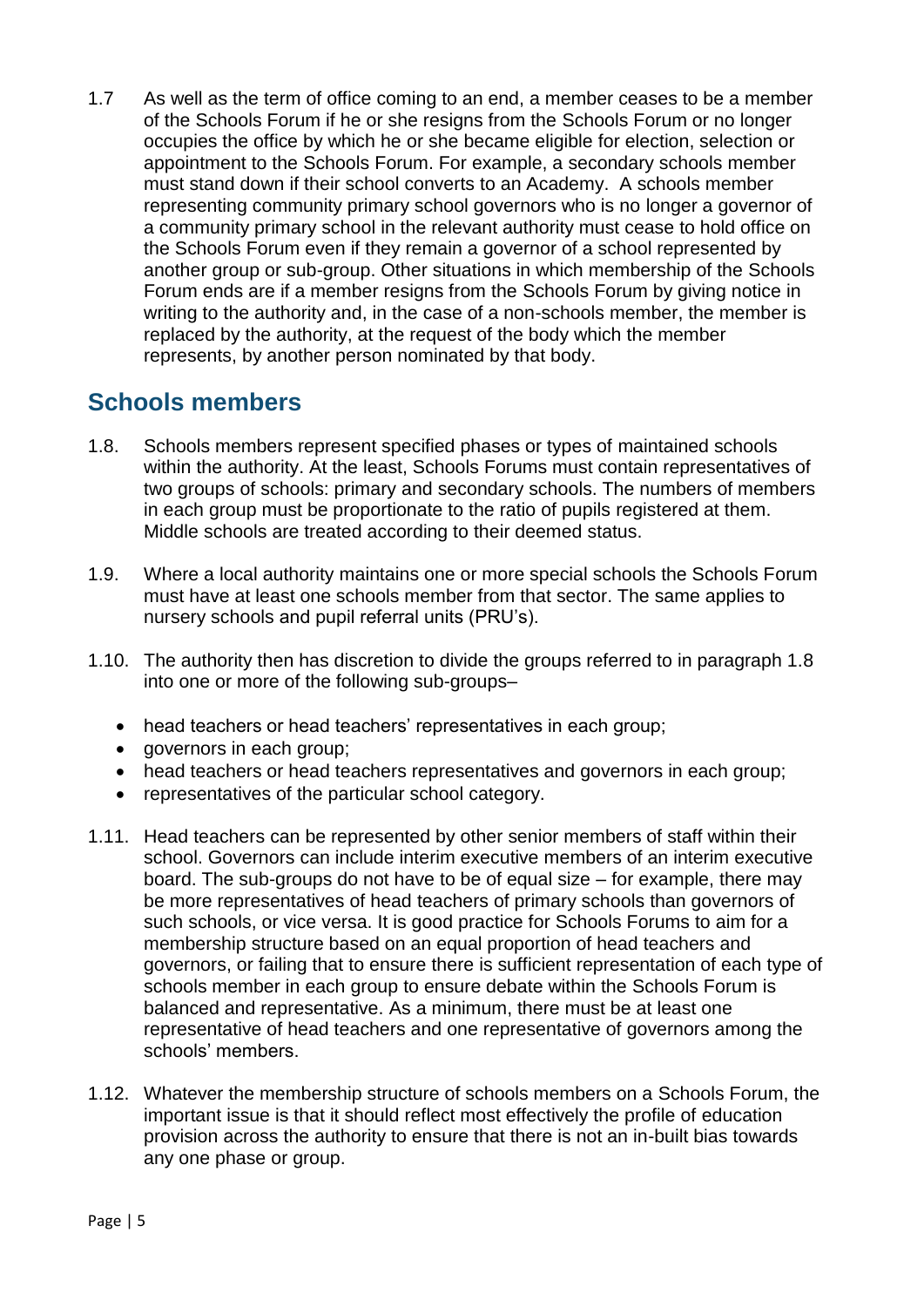1.7 As well as the term of office coming to an end, a member ceases to be a member of the Schools Forum if he or she resigns from the Schools Forum or no longer occupies the office by which he or she became eligible for election, selection or appointment to the Schools Forum. For example, a secondary schools member must stand down if their school converts to an Academy. A schools member representing community primary school governors who is no longer a governor of a community primary school in the relevant authority must cease to hold office on the Schools Forum even if they remain a governor of a school represented by another group or sub-group. Other situations in which membership of the Schools Forum ends are if a member resigns from the Schools Forum by giving notice in writing to the authority and, in the case of a non-schools member, the member is replaced by the authority, at the request of the body which the member represents, by another person nominated by that body.

## Schools members

1.8. Schools members represent specified phases or types of maintained schools within the authority. At the least, Schools Forums must contain representatives of two groups of schools: primary and secondary schools. The numbers of members in each group must be proportionate to the ratio of pupils registered at them. Middle schools are treated according to their deemed status.

1.9. Where a local authority maintains one or more special schools the Schools Forum must have at least one schools member from that sector. The same applies to nursery schools and pupil referral units (PRU's).

1.10. The authority then has discretion to divide the groups referred to in paragraph 1.8 into one or more of the following sub-groups–

- head teachers or head teachers' representatives in each group;
- governors in each group;
- head teachers or head teachers representatives and governors in each group;
- representatives of the particular school category.

1.11. Head teachers can be represented by other senior members of staff within their school. Governors can include interim executive members of an interim executive board. The sub-groups do not have to be of equal size – for example, there may be more representatives of head teachers of primary schools than governors of such schools, or vice versa. It is good practice for Schools Forums to aim for a membership structure based on an equal proportion of head teachers and governors, or failing that to ensure there is sufficient representation of each type of schools member in each group to ensure debate within the Schools Forum is balanced and representative. As a minimum, there must be at least one representative of head teachers and one representative of governors among the schools' members.

1.12. Whatever the membership structure of schools members on a Schools Forum, the important issue is that it should reflect most effectively the profile of education provision across the authority to ensure that there is not an in-built bias towards any one phase or group.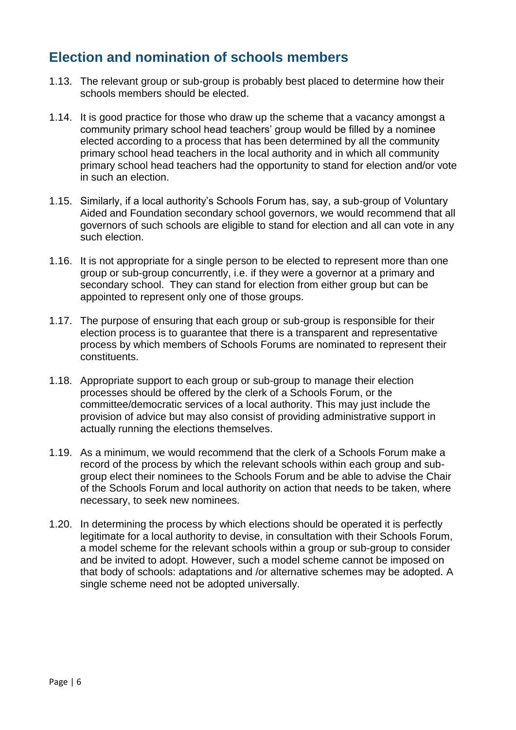## Election and nomination of schools members

1.13. The relevant group or sub-group is probably best placed to determine how their schools members should be elected.

1.14. It is good practice for those who draw up the scheme that a vacancy amongst a community primary school head teachers' group would be filled by a nominee elected according to a process that has been determined by all the community primary school head teachers in the local authority and in which all community primary school head teachers had the opportunity to stand for election and/or vote in such an election.

1.15. Similarly, if a local authority's Schools Forum has, say, a sub-group of Voluntary Aided and Foundation secondary school governors, we would recommend that all governors of such schools are eligible to stand for election and all can vote in any such election.

1.16. It is not appropriate for a single person to be elected to represent more than one group or sub-group concurrently, i.e. if they were a governor at a primary and secondary school. They can stand for election from either group but can be appointed to represent only one of those groups.

1.17. The purpose of ensuring that each group or sub-group is responsible for their election process is to guarantee that there is a transparent and representative process by which members of Schools Forums are nominated to represent their constituents.

1.18. Appropriate support to each group or sub-group to manage their election processes should be offered by the clerk of a Schools Forum, or the committee/democratic services of a local authority. This may just include the provision of advice but may also consist of providing administrative support in actually running the elections themselves.

1.19. As a minimum, we would recommend that the clerk of a Schools Forum make a record of the process by which the relevant schools within each group and sub-group elect their nominees to the Schools Forum and be able to advise the Chair of the Schools Forum and local authority on action that needs to be taken, where necessary, to seek new nominees.

1.20. In determining the process by which elections should be operated it is perfectly legitimate for a local authority to devise, in consultation with their Schools Forum, a model scheme for the relevant schools within a group or sub-group to consider and be invited to adopt. However, such a model scheme cannot be imposed on that body of schools: adaptations and /or alternative schemes may be adopted. A single scheme need not be adopted universally.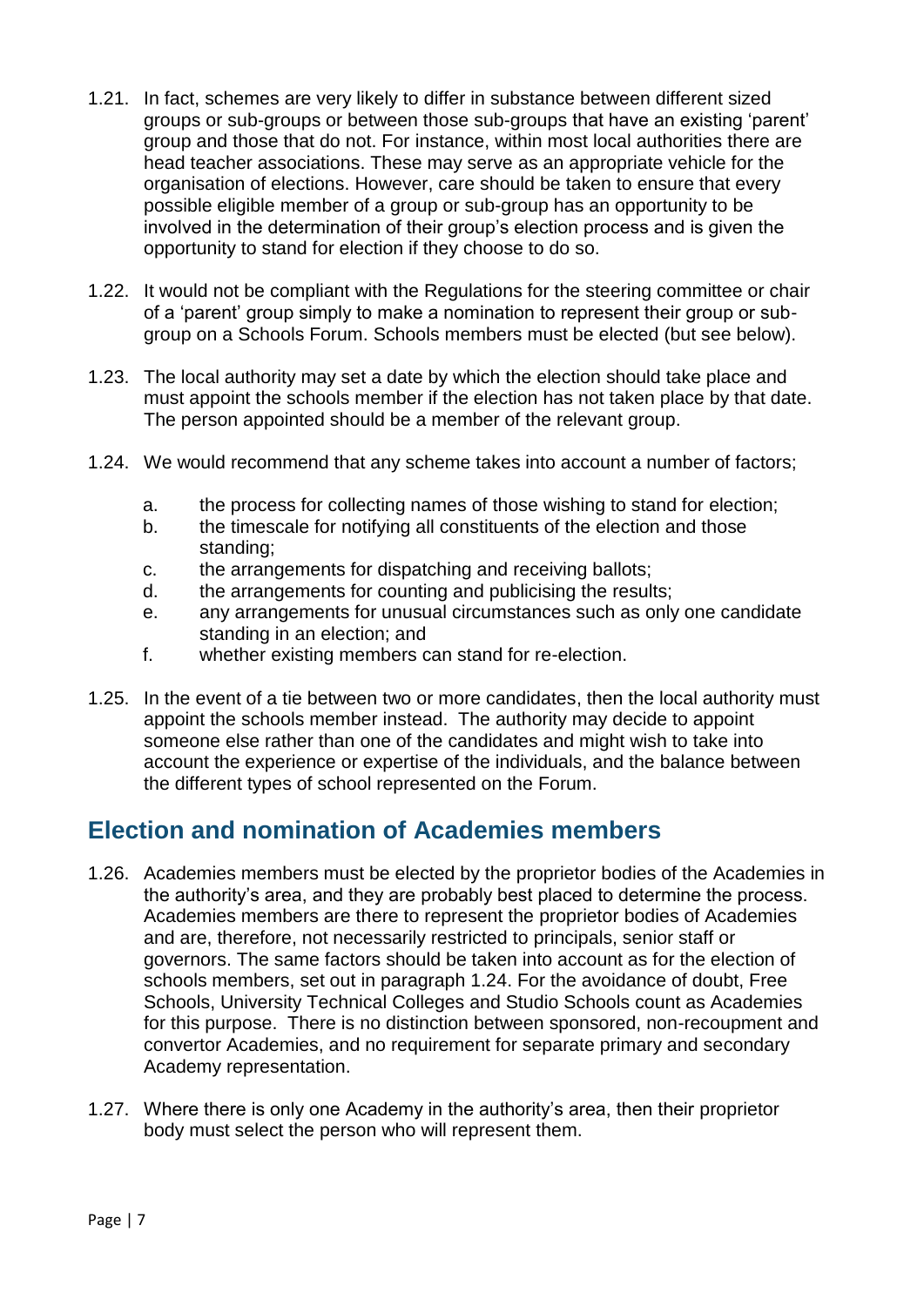1.21. In fact, schemes are very likely to differ in substance between different sized groups or sub-groups or between those sub-groups that have an existing 'parent' group and those that do not. For instance, within most local authorities there are head teacher associations. These may serve as an appropriate vehicle for the organisation of elections. However, care should be taken to ensure that every possible eligible member of a group or sub-group has an opportunity to be involved in the determination of their group's election process and is given the opportunity to stand for election if they choose to do so.

1.22. It would not be compliant with the Regulations for the steering committee or chair of a 'parent' group simply to make a nomination to represent their group or sub-group on a Schools Forum. Schools members must be elected (but see below).

1.23. The local authority may set a date by which the election should take place and must appoint the schools member if the election has not taken place by that date. The person appointed should be a member of the relevant group.

1.24. We would recommend that any scheme takes into account a number of factors;

a. the process for collecting names of those wishing to stand for election;
b. the timescale for notifying all constituents of the election and those standing;
c. the arrangements for dispatching and receiving ballots;
d. the arrangements for counting and publicising the results;
e. any arrangements for unusual circumstances such as only one candidate standing in an election; and
f. whether existing members can stand for re-election.

1.25. In the event of a tie between two or more candidates, then the local authority must appoint the schools member instead. The authority may decide to appoint someone else rather than one of the candidates and might wish to take into account the experience or expertise of the individuals, and the balance between the different types of school represented on the Forum.

## Election and nomination of Academies members

1.26. Academies members must be elected by the proprietor bodies of the Academies in the authority's area, and they are probably best placed to determine the process. Academies members are there to represent the proprietor bodies of Academies and are, therefore, not necessarily restricted to principals, senior staff or governors. The same factors should be taken into account as for the election of schools members, set out in paragraph 1.24. For the avoidance of doubt, Free Schools, University Technical Colleges and Studio Schools count as Academies for this purpose. There is no distinction between sponsored, non-recoupment and convertor Academies, and no requirement for separate primary and secondary Academy representation.

1.27. Where there is only one Academy in the authority's area, then their proprietor body must select the person who will represent them.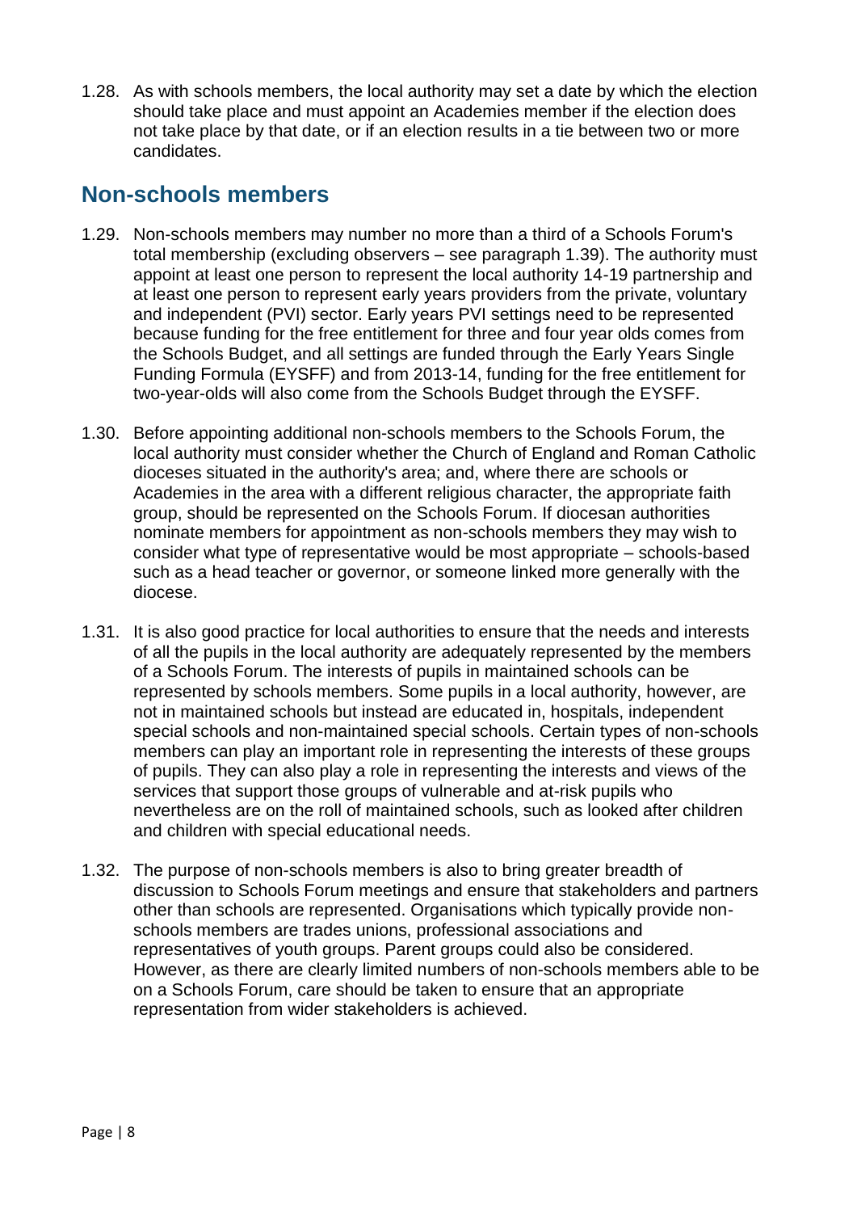1.28. As with schools members, the local authority may set a date by which the election should take place and must appoint an Academies member if the election does not take place by that date, or if an election results in a tie between two or more candidates.

## Non-schools members

1.29. Non-schools members may number no more than a third of a Schools Forum's total membership (excluding observers – see paragraph 1.39). The authority must appoint at least one person to represent the local authority 14-19 partnership and at least one person to represent early years providers from the private, voluntary and independent (PVI) sector. Early years PVI settings need to be represented because funding for the free entitlement for three and four year olds comes from the Schools Budget, and all settings are funded through the Early Years Single Funding Formula (EYSFF) and from 2013-14, funding for the free entitlement for two-year-olds will also come from the Schools Budget through the EYSFF.

1.30. Before appointing additional non-schools members to the Schools Forum, the local authority must consider whether the Church of England and Roman Catholic dioceses situated in the authority's area; and, where there are schools or Academies in the area with a different religious character, the appropriate faith group, should be represented on the Schools Forum. If diocesan authorities nominate members for appointment as non-schools members they may wish to consider what type of representative would be most appropriate – schools-based such as a head teacher or governor, or someone linked more generally with the diocese.

1.31. It is also good practice for local authorities to ensure that the needs and interests of all the pupils in the local authority are adequately represented by the members of a Schools Forum. The interests of pupils in maintained schools can be represented by schools members. Some pupils in a local authority, however, are not in maintained schools but instead are educated in, hospitals, independent special schools and non-maintained special schools. Certain types of non-schools members can play an important role in representing the interests of these groups of pupils. They can also play a role in representing the interests and views of the services that support those groups of vulnerable and at-risk pupils who nevertheless are on the roll of maintained schools, such as looked after children and children with special educational needs.

1.32. The purpose of non-schools members is also to bring greater breadth of discussion to Schools Forum meetings and ensure that stakeholders and partners other than schools are represented. Organisations which typically provide non-schools members are trades unions, professional associations and representatives of youth groups. Parent groups could also be considered. However, as there are clearly limited numbers of non-schools members able to be on a Schools Forum, care should be taken to ensure that an appropriate representation from wider stakeholders is achieved.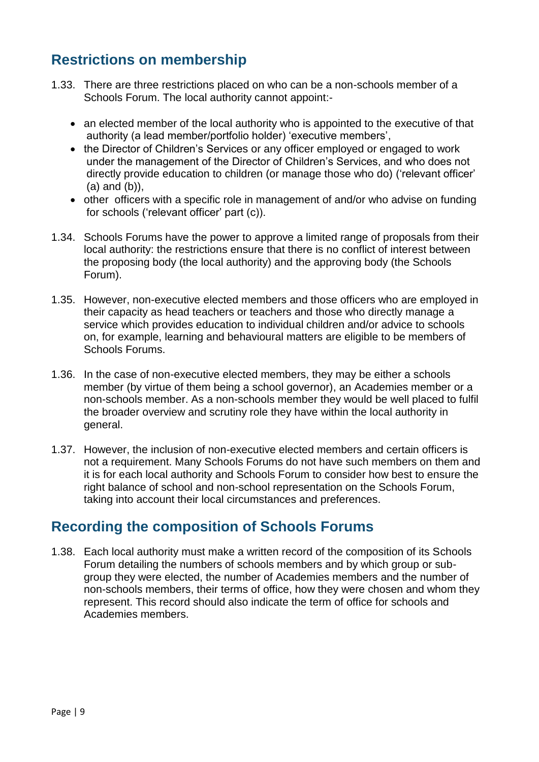## Restrictions on membership

1.33. There are three restrictions placed on who can be a non-schools member of a Schools Forum. The local authority cannot appoint:-

- an elected member of the local authority who is appointed to the executive of that authority (a lead member/portfolio holder) 'executive members',
- the Director of Children's Services or any officer employed or engaged to work under the management of the Director of Children's Services, and who does not directly provide education to children (or manage those who do) ('relevant officer' (a) and (b)),
- other officers with a specific role in management of and/or who advise on funding for schools ('relevant officer' part (c)).

1.34. Schools Forums have the power to approve a limited range of proposals from their local authority: the restrictions ensure that there is no conflict of interest between the proposing body (the local authority) and the approving body (the Schools Forum).

1.35. However, non-executive elected members and those officers who are employed in their capacity as head teachers or teachers and those who directly manage a service which provides education to individual children and/or advice to schools on, for example, learning and behavioural matters are eligible to be members of Schools Forums.

1.36. In the case of non-executive elected members, they may be either a schools member (by virtue of them being a school governor), an Academies member or a non-schools member. As a non-schools member they would be well placed to fulfil the broader overview and scrutiny role they have within the local authority in general.

1.37. However, the inclusion of non-executive elected members and certain officers is not a requirement. Many Schools Forums do not have such members on them and it is for each local authority and Schools Forum to consider how best to ensure the right balance of school and non-school representation on the Schools Forum, taking into account their local circumstances and preferences.

## Recording the composition of Schools Forums

1.38. Each local authority must make a written record of the composition of its Schools Forum detailing the numbers of schools members and by which group or sub-group they were elected, the number of Academies members and the number of non-schools members, their terms of office, how they were chosen and whom they represent. This record should also indicate the term of office for schools and Academies members.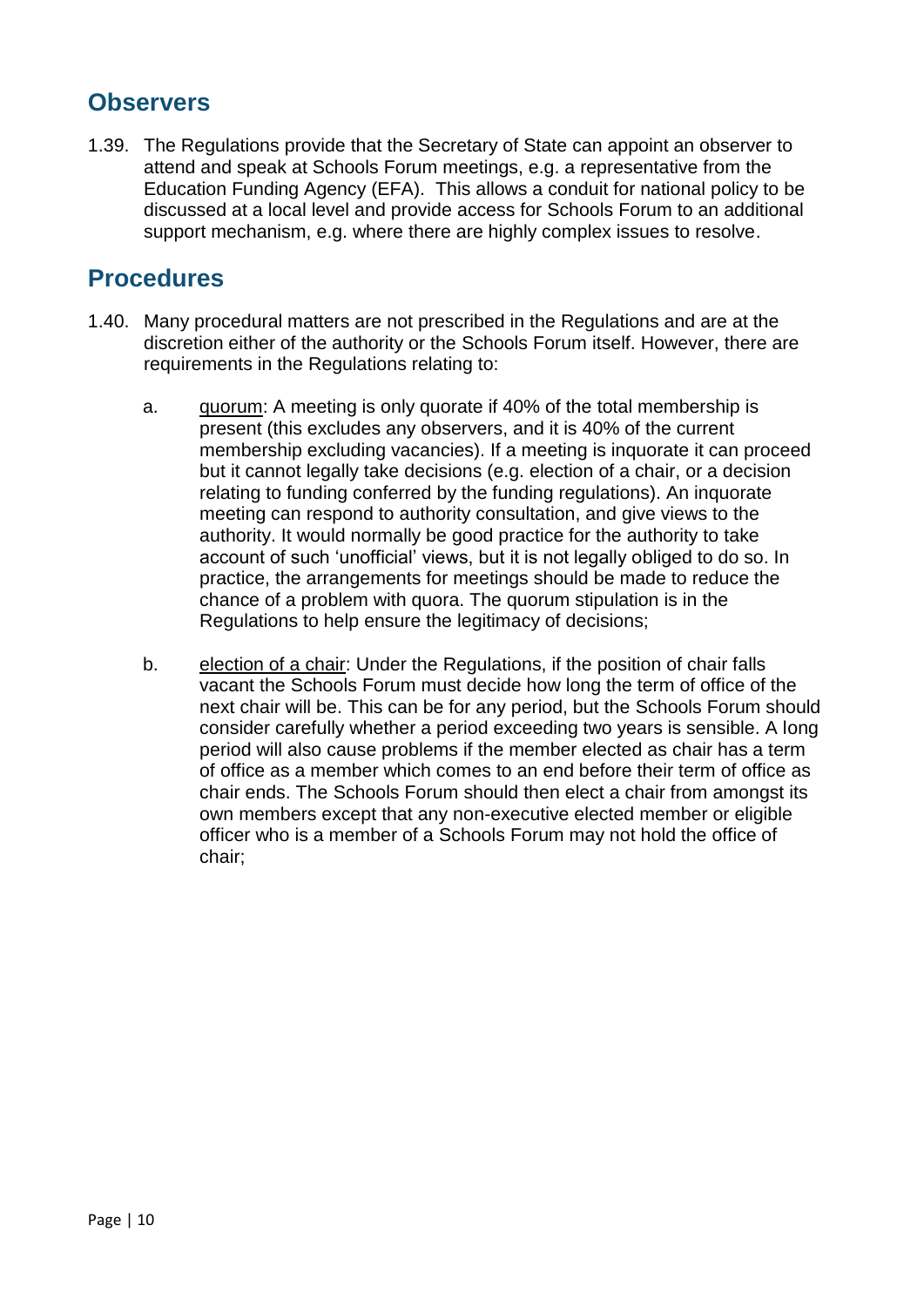## Observers

1.39. The Regulations provide that the Secretary of State can appoint an observer to attend and speak at Schools Forum meetings, e.g. a representative from the Education Funding Agency (EFA). This allows a conduit for national policy to be discussed at a local level and provide access for Schools Forum to an additional support mechanism, e.g. where there are highly complex issues to resolve.

## Procedures

1.40. Many procedural matters are not prescribed in the Regulations and are at the discretion either of the authority or the Schools Forum itself. However, there are requirements in the Regulations relating to:

a. quorum: A meeting is only quorate if 40% of the total membership is present (this excludes any observers, and it is 40% of the current membership excluding vacancies). If a meeting is inquorate it can proceed but it cannot legally take decisions (e.g. election of a chair, or a decision relating to funding conferred by the funding regulations). An inquorate meeting can respond to authority consultation, and give views to the authority. It would normally be good practice for the authority to take account of such 'unofficial' views, but it is not legally obliged to do so. In practice, the arrangements for meetings should be made to reduce the chance of a problem with quora. The quorum stipulation is in the Regulations to help ensure the legitimacy of decisions;

b. election of a chair: Under the Regulations, if the position of chair falls vacant the Schools Forum must decide how long the term of office of the next chair will be. This can be for any period, but the Schools Forum should consider carefully whether a period exceeding two years is sensible. A long period will also cause problems if the member elected as chair has a term of office as a member which comes to an end before their term of office as chair ends. The Schools Forum should then elect a chair from amongst its own members except that any non-executive elected member or eligible officer who is a member of a Schools Forum may not hold the office of chair;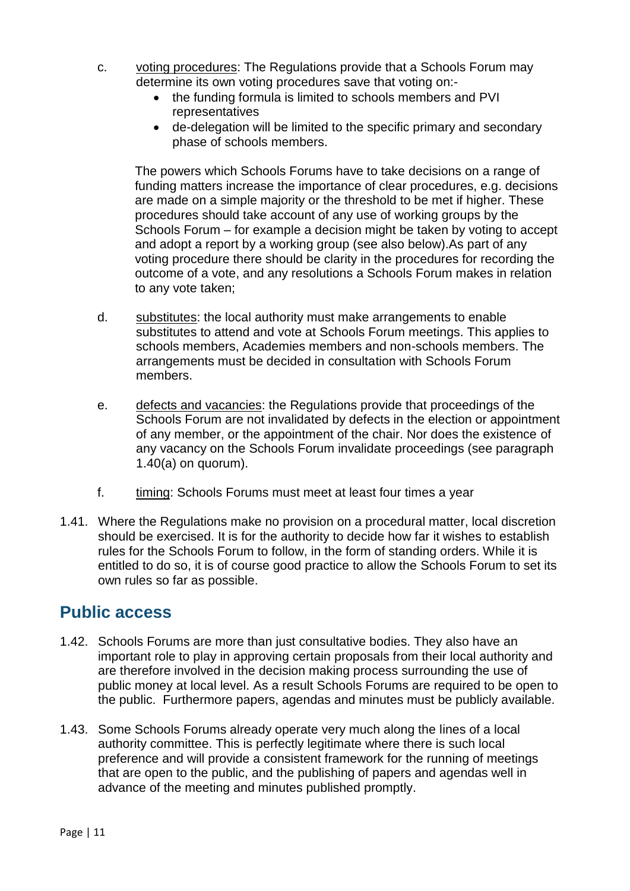c. voting procedures: The Regulations provide that a Schools Forum may determine its own voting procedures save that voting on:-
   - the funding formula is limited to schools members and PVI representatives
   - de-delegation will be limited to the specific primary and secondary phase of schools members.

   The powers which Schools Forums have to take decisions on a range of funding matters increase the importance of clear procedures, e.g. decisions are made on a simple majority or the threshold to be met if higher. These procedures should take account of any use of working groups by the Schools Forum – for example a decision might be taken by voting to accept and adopt a report by a working group (see also below).As part of any voting procedure there should be clarity in the procedures for recording the outcome of a vote, and any resolutions a Schools Forum makes in relation to any vote taken;

d. substitutes: the local authority must make arrangements to enable substitutes to attend and vote at Schools Forum meetings. This applies to schools members, Academies members and non-schools members. The arrangements must be decided in consultation with Schools Forum members.

e. defects and vacancies: the Regulations provide that proceedings of the Schools Forum are not invalidated by defects in the election or appointment of any member, or the appointment of the chair. Nor does the existence of any vacancy on the Schools Forum invalidate proceedings (see paragraph 1.40(a) on quorum).

f. timing: Schools Forums must meet at least four times a year

1.41. Where the Regulations make no provision on a procedural matter, local discretion should be exercised. It is for the authority to decide how far it wishes to establish rules for the Schools Forum to follow, in the form of standing orders. While it is entitled to do so, it is of course good practice to allow the Schools Forum to set its own rules so far as possible.

## Public access

1.42. Schools Forums are more than just consultative bodies. They also have an important role to play in approving certain proposals from their local authority and are therefore involved in the decision making process surrounding the use of public money at local level. As a result Schools Forums are required to be open to the public. Furthermore papers, agendas and minutes must be publicly available.

1.43. Some Schools Forums already operate very much along the lines of a local authority committee. This is perfectly legitimate where there is such local preference and will provide a consistent framework for the running of meetings that are open to the public, and the publishing of papers and agendas well in advance of the meeting and minutes published promptly.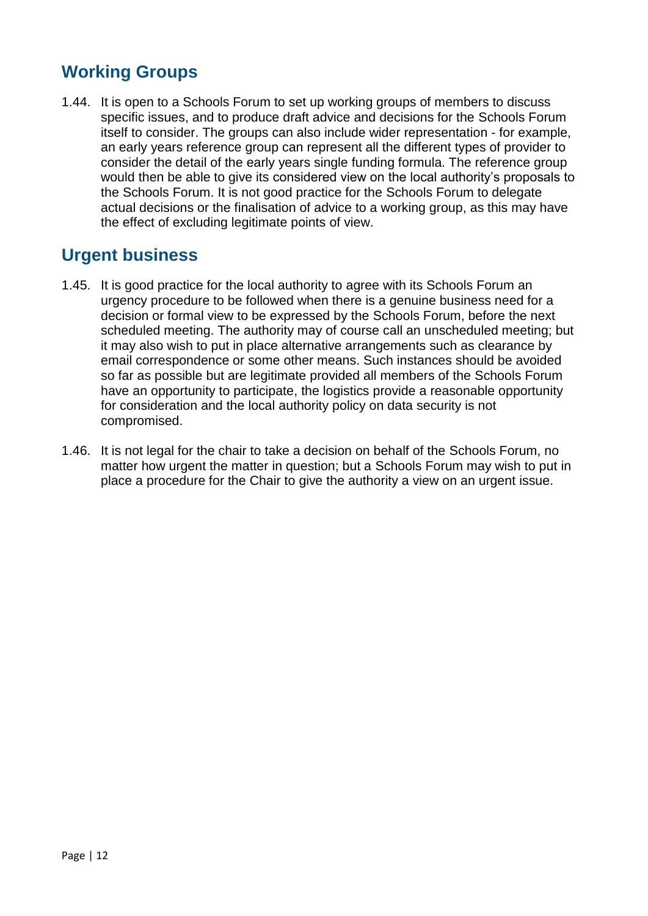## Working Groups

1.44. It is open to a Schools Forum to set up working groups of members to discuss specific issues, and to produce draft advice and decisions for the Schools Forum itself to consider. The groups can also include wider representation - for example, an early years reference group can represent all the different types of provider to consider the detail of the early years single funding formula. The reference group would then be able to give its considered view on the local authority's proposals to the Schools Forum. It is not good practice for the Schools Forum to delegate actual decisions or the finalisation of advice to a working group, as this may have the effect of excluding legitimate points of view.

## Urgent business

1.45. It is good practice for the local authority to agree with its Schools Forum an urgency procedure to be followed when there is a genuine business need for a decision or formal view to be expressed by the Schools Forum, before the next scheduled meeting. The authority may of course call an unscheduled meeting; but it may also wish to put in place alternative arrangements such as clearance by email correspondence or some other means. Such instances should be avoided so far as possible but are legitimate provided all members of the Schools Forum have an opportunity to participate, the logistics provide a reasonable opportunity for consideration and the local authority policy on data security is not compromised.

1.46. It is not legal for the chair to take a decision on behalf of the Schools Forum, no matter how urgent the matter in question; but a Schools Forum may wish to put in place a procedure for the Chair to give the authority a view on an urgent issue.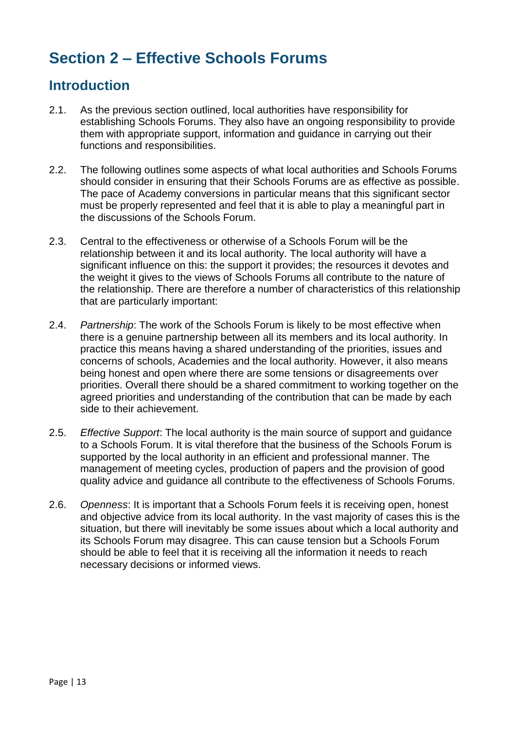# Section 2 – Effective Schools Forums

## Introduction

2.1. As the previous section outlined, local authorities have responsibility for establishing Schools Forums. They also have an ongoing responsibility to provide them with appropriate support, information and guidance in carrying out their functions and responsibilities.

2.2. The following outlines some aspects of what local authorities and Schools Forums should consider in ensuring that their Schools Forums are as effective as possible. The pace of Academy conversions in particular means that this significant sector must be properly represented and feel that it is able to play a meaningful part in the discussions of the Schools Forum.

2.3. Central to the effectiveness or otherwise of a Schools Forum will be the relationship between it and its local authority. The local authority will have a significant influence on this: the support it provides; the resources it devotes and the weight it gives to the views of Schools Forums all contribute to the nature of the relationship. There are therefore a number of characteristics of this relationship that are particularly important:

2.4. *Partnership*: The work of the Schools Forum is likely to be most effective when there is a genuine partnership between all its members and its local authority. In practice this means having a shared understanding of the priorities, issues and concerns of schools, Academies and the local authority. However, it also means being honest and open where there are some tensions or disagreements over priorities. Overall there should be a shared commitment to working together on the agreed priorities and understanding of the contribution that can be made by each side to their achievement.

2.5. *Effective Support*: The local authority is the main source of support and guidance to a Schools Forum. It is vital therefore that the business of the Schools Forum is supported by the local authority in an efficient and professional manner. The management of meeting cycles, production of papers and the provision of good quality advice and guidance all contribute to the effectiveness of Schools Forums.

2.6. *Openness*: It is important that a Schools Forum feels it is receiving open, honest and objective advice from its local authority. In the vast majority of cases this is the situation, but there will inevitably be some issues about which a local authority and its Schools Forum may disagree. This can cause tension but a Schools Forum should be able to feel that it is receiving all the information it needs to reach necessary decisions or informed views.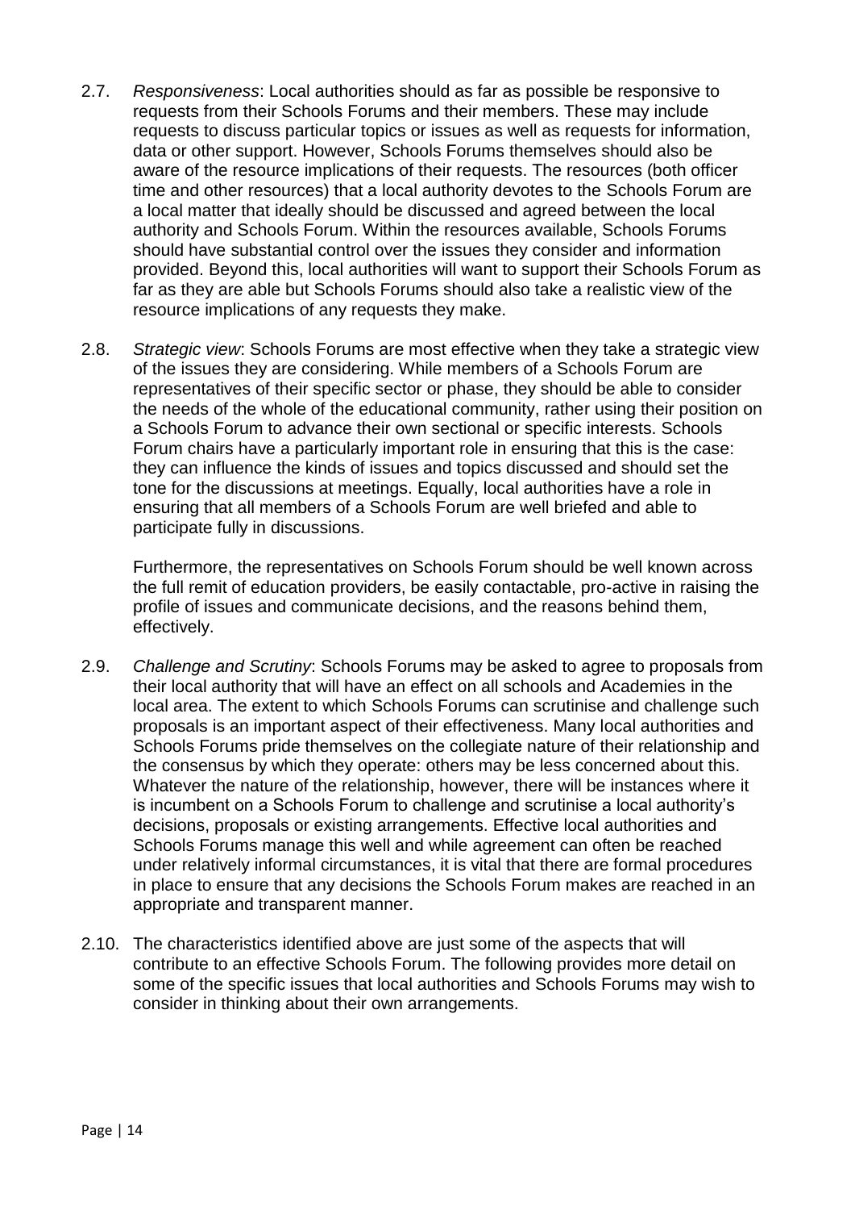2.7. *Responsiveness*: Local authorities should as far as possible be responsive to requests from their Schools Forums and their members. These may include requests to discuss particular topics or issues as well as requests for information, data or other support. However, Schools Forums themselves should also be aware of the resource implications of their requests. The resources (both officer time and other resources) that a local authority devotes to the Schools Forum are a local matter that ideally should be discussed and agreed between the local authority and Schools Forum. Within the resources available, Schools Forums should have substantial control over the issues they consider and information provided. Beyond this, local authorities will want to support their Schools Forum as far as they are able but Schools Forums should also take a realistic view of the resource implications of any requests they make.

2.8. *Strategic view*: Schools Forums are most effective when they take a strategic view of the issues they are considering. While members of a Schools Forum are representatives of their specific sector or phase, they should be able to consider the needs of the whole of the educational community, rather using their position on a Schools Forum to advance their own sectional or specific interests. Schools Forum chairs have a particularly important role in ensuring that this is the case: they can influence the kinds of issues and topics discussed and should set the tone for the discussions at meetings. Equally, local authorities have a role in ensuring that all members of a Schools Forum are well briefed and able to participate fully in discussions.

Furthermore, the representatives on Schools Forum should be well known across the full remit of education providers, be easily contactable, pro-active in raising the profile of issues and communicate decisions, and the reasons behind them, effectively.

2.9. *Challenge and Scrutiny*: Schools Forums may be asked to agree to proposals from their local authority that will have an effect on all schools and Academies in the local area. The extent to which Schools Forums can scrutinise and challenge such proposals is an important aspect of their effectiveness. Many local authorities and Schools Forums pride themselves on the collegiate nature of their relationship and the consensus by which they operate: others may be less concerned about this. Whatever the nature of the relationship, however, there will be instances where it is incumbent on a Schools Forum to challenge and scrutinise a local authority's decisions, proposals or existing arrangements. Effective local authorities and Schools Forums manage this well and while agreement can often be reached under relatively informal circumstances, it is vital that there are formal procedures in place to ensure that any decisions the Schools Forum makes are reached in an appropriate and transparent manner.

2.10. The characteristics identified above are just some of the aspects that will contribute to an effective Schools Forum. The following provides more detail on some of the specific issues that local authorities and Schools Forums may wish to consider in thinking about their own arrangements.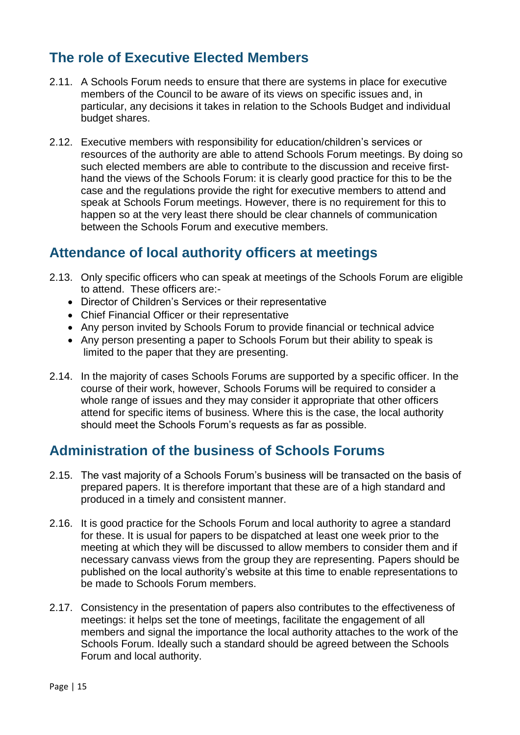## The role of Executive Elected Members

2.11. A Schools Forum needs to ensure that there are systems in place for executive members of the Council to be aware of its views on specific issues and, in particular, any decisions it takes in relation to the Schools Budget and individual budget shares.

2.12. Executive members with responsibility for education/children's services or resources of the authority are able to attend Schools Forum meetings. By doing so such elected members are able to contribute to the discussion and receive first-hand the views of the Schools Forum: it is clearly good practice for this to be the case and the regulations provide the right for executive members to attend and speak at Schools Forum meetings. However, there is no requirement for this to happen so at the very least there should be clear channels of communication between the Schools Forum and executive members.

## Attendance of local authority officers at meetings

2.13. Only specific officers who can speak at meetings of the Schools Forum are eligible to attend. These officers are:-

- Director of Children's Services or their representative
- Chief Financial Officer or their representative
- Any person invited by Schools Forum to provide financial or technical advice
- Any person presenting a paper to Schools Forum but their ability to speak is limited to the paper that they are presenting.

2.14. In the majority of cases Schools Forums are supported by a specific officer. In the course of their work, however, Schools Forums will be required to consider a whole range of issues and they may consider it appropriate that other officers attend for specific items of business. Where this is the case, the local authority should meet the Schools Forum's requests as far as possible.

## Administration of the business of Schools Forums

2.15. The vast majority of a Schools Forum's business will be transacted on the basis of prepared papers. It is therefore important that these are of a high standard and produced in a timely and consistent manner.

2.16. It is good practice for the Schools Forum and local authority to agree a standard for these. It is usual for papers to be dispatched at least one week prior to the meeting at which they will be discussed to allow members to consider them and if necessary canvass views from the group they are representing. Papers should be published on the local authority's website at this time to enable representations to be made to Schools Forum members.

2.17. Consistency in the presentation of papers also contributes to the effectiveness of meetings: it helps set the tone of meetings, facilitate the engagement of all members and signal the importance the local authority attaches to the work of the Schools Forum. Ideally such a standard should be agreed between the Schools Forum and local authority.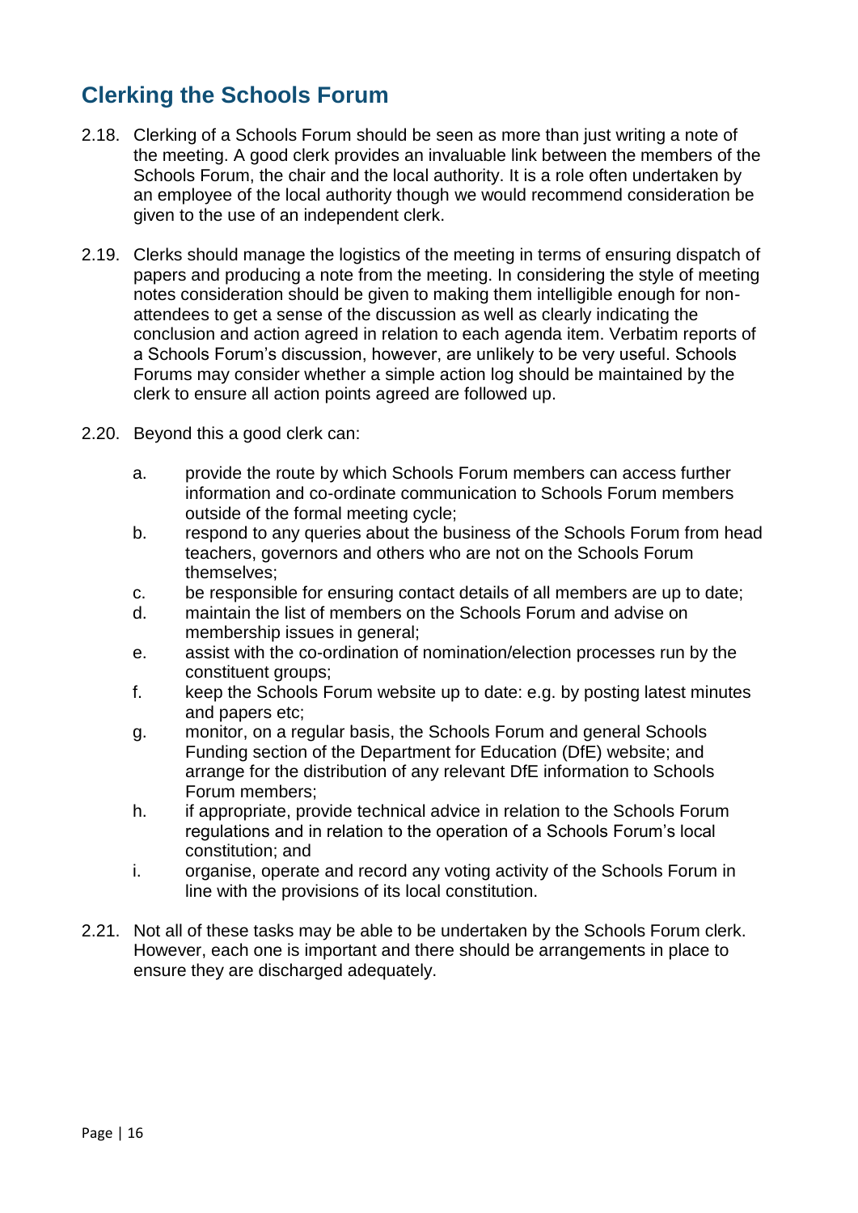## Clerking the Schools Forum

2.18. Clerking of a Schools Forum should be seen as more than just writing a note of the meeting. A good clerk provides an invaluable link between the members of the Schools Forum, the chair and the local authority. It is a role often undertaken by an employee of the local authority though we would recommend consideration be given to the use of an independent clerk.

2.19. Clerks should manage the logistics of the meeting in terms of ensuring dispatch of papers and producing a note from the meeting. In considering the style of meeting notes consideration should be given to making them intelligible enough for non-attendees to get a sense of the discussion as well as clearly indicating the conclusion and action agreed in relation to each agenda item. Verbatim reports of a Schools Forum's discussion, however, are unlikely to be very useful. Schools Forums may consider whether a simple action log should be maintained by the clerk to ensure all action points agreed are followed up.

2.20. Beyond this a good clerk can:

a. provide the route by which Schools Forum members can access further information and co-ordinate communication to Schools Forum members outside of the formal meeting cycle;
b. respond to any queries about the business of the Schools Forum from head teachers, governors and others who are not on the Schools Forum themselves;
c. be responsible for ensuring contact details of all members are up to date;
d. maintain the list of members on the Schools Forum and advise on membership issues in general;
e. assist with the co-ordination of nomination/election processes run by the constituent groups;
f. keep the Schools Forum website up to date: e.g. by posting latest minutes and papers etc;
g. monitor, on a regular basis, the Schools Forum and general Schools Funding section of the Department for Education (DfE) website; and arrange for the distribution of any relevant DfE information to Schools Forum members;
h. if appropriate, provide technical advice in relation to the Schools Forum regulations and in relation to the operation of a Schools Forum's local constitution; and
i. organise, operate and record any voting activity of the Schools Forum in line with the provisions of its local constitution.

2.21. Not all of these tasks may be able to be undertaken by the Schools Forum clerk. However, each one is important and there should be arrangements in place to ensure they are discharged adequately.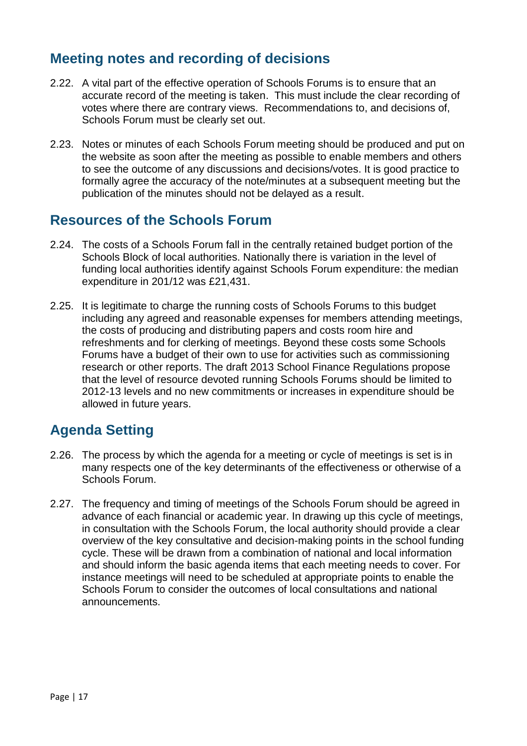## Meeting notes and recording of decisions

2.22. A vital part of the effective operation of Schools Forums is to ensure that an accurate record of the meeting is taken. This must include the clear recording of votes where there are contrary views. Recommendations to, and decisions of, Schools Forum must be clearly set out.

2.23. Notes or minutes of each Schools Forum meeting should be produced and put on the website as soon after the meeting as possible to enable members and others to see the outcome of any discussions and decisions/votes. It is good practice to formally agree the accuracy of the note/minutes at a subsequent meeting but the publication of the minutes should not be delayed as a result.

## Resources of the Schools Forum

2.24. The costs of a Schools Forum fall in the centrally retained budget portion of the Schools Block of local authorities. Nationally there is variation in the level of funding local authorities identify against Schools Forum expenditure: the median expenditure in 201/12 was £21,431.

2.25. It is legitimate to charge the running costs of Schools Forums to this budget including any agreed and reasonable expenses for members attending meetings, the costs of producing and distributing papers and costs room hire and refreshments and for clerking of meetings. Beyond these costs some Schools Forums have a budget of their own to use for activities such as commissioning research or other reports. The draft 2013 School Finance Regulations propose that the level of resource devoted running Schools Forums should be limited to 2012-13 levels and no new commitments or increases in expenditure should be allowed in future years.

## Agenda Setting

2.26. The process by which the agenda for a meeting or cycle of meetings is set is in many respects one of the key determinants of the effectiveness or otherwise of a Schools Forum.

2.27. The frequency and timing of meetings of the Schools Forum should be agreed in advance of each financial or academic year. In drawing up this cycle of meetings, in consultation with the Schools Forum, the local authority should provide a clear overview of the key consultative and decision-making points in the school funding cycle. These will be drawn from a combination of national and local information and should inform the basic agenda items that each meeting needs to cover. For instance meetings will need to be scheduled at appropriate points to enable the Schools Forum to consider the outcomes of local consultations and national announcements.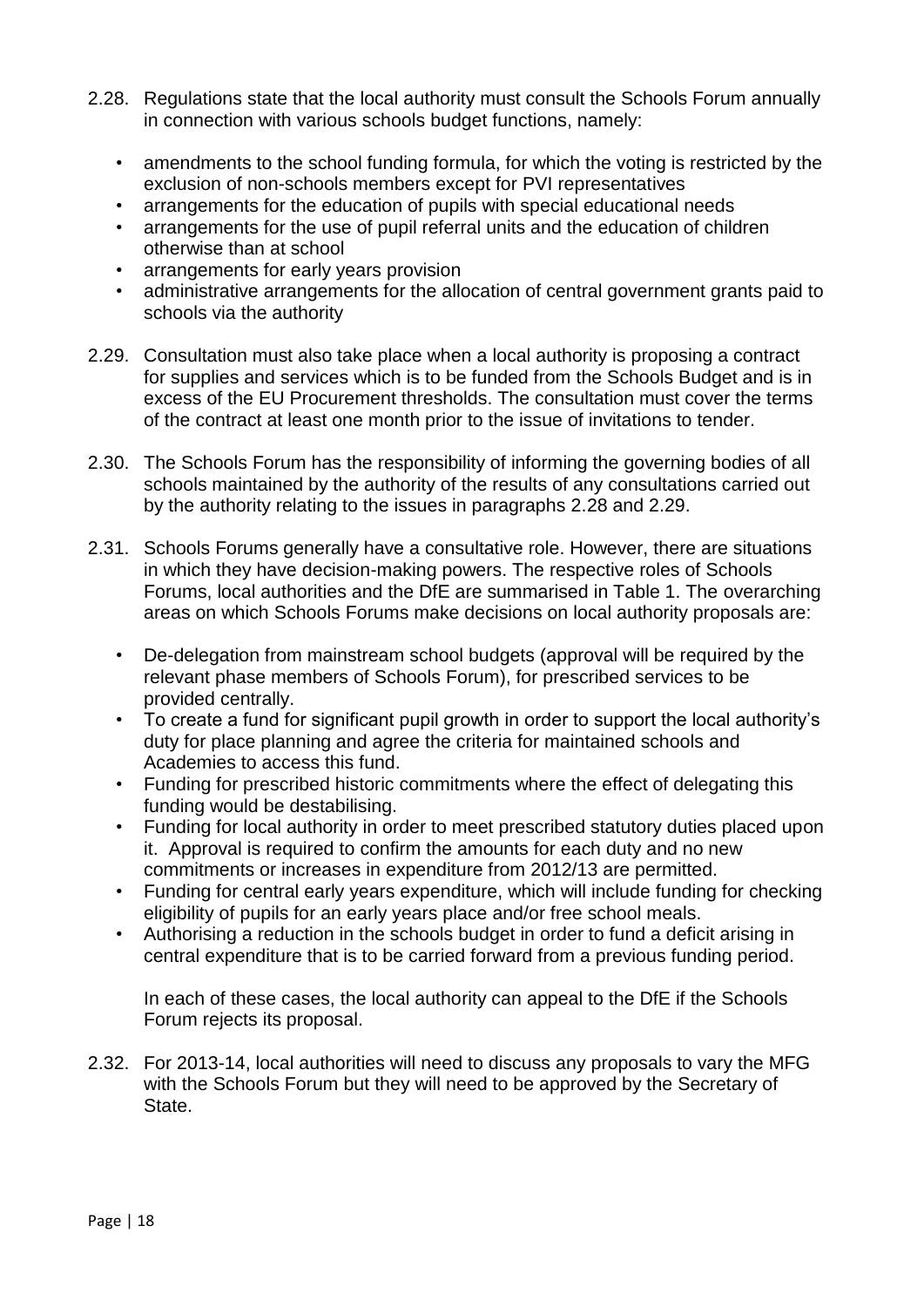2.28. Regulations state that the local authority must consult the Schools Forum annually in connection with various schools budget functions, namely:

- amendments to the school funding formula, for which the voting is restricted by the exclusion of non-schools members except for PVI representatives
- arrangements for the education of pupils with special educational needs
- arrangements for the use of pupil referral units and the education of children otherwise than at school
- arrangements for early years provision
- administrative arrangements for the allocation of central government grants paid to schools via the authority

2.29. Consultation must also take place when a local authority is proposing a contract for supplies and services which is to be funded from the Schools Budget and is in excess of the EU Procurement thresholds. The consultation must cover the terms of the contract at least one month prior to the issue of invitations to tender.

2.30. The Schools Forum has the responsibility of informing the governing bodies of all schools maintained by the authority of the results of any consultations carried out by the authority relating to the issues in paragraphs 2.28 and 2.29.

2.31. Schools Forums generally have a consultative role. However, there are situations in which they have decision-making powers. The respective roles of Schools Forums, local authorities and the DfE are summarised in Table 1. The overarching areas on which Schools Forums make decisions on local authority proposals are:

- De-delegation from mainstream school budgets (approval will be required by the relevant phase members of Schools Forum), for prescribed services to be provided centrally.
- To create a fund for significant pupil growth in order to support the local authority's duty for place planning and agree the criteria for maintained schools and Academies to access this fund.
- Funding for prescribed historic commitments where the effect of delegating this funding would be destabilising.
- Funding for local authority in order to meet prescribed statutory duties placed upon it. Approval is required to confirm the amounts for each duty and no new commitments or increases in expenditure from 2012/13 are permitted.
- Funding for central early years expenditure, which will include funding for checking eligibility of pupils for an early years place and/or free school meals.
- Authorising a reduction in the schools budget in order to fund a deficit arising in central expenditure that is to be carried forward from a previous funding period.

In each of these cases, the local authority can appeal to the DfE if the Schools Forum rejects its proposal.

2.32. For 2013-14, local authorities will need to discuss any proposals to vary the MFG with the Schools Forum but they will need to be approved by the Secretary of State.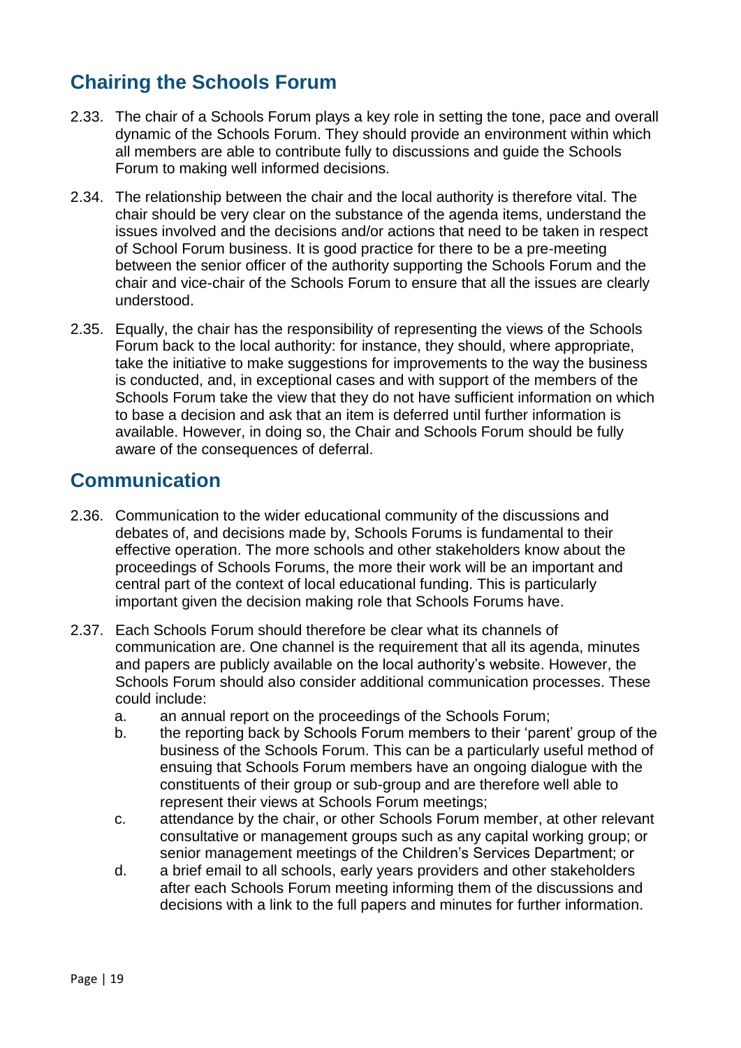## Chairing the Schools Forum

2.33. The chair of a Schools Forum plays a key role in setting the tone, pace and overall dynamic of the Schools Forum. They should provide an environment within which all members are able to contribute fully to discussions and guide the Schools Forum to making well informed decisions.

2.34. The relationship between the chair and the local authority is therefore vital. The chair should be very clear on the substance of the agenda items, understand the issues involved and the decisions and/or actions that need to be taken in respect of School Forum business. It is good practice for there to be a pre-meeting between the senior officer of the authority supporting the Schools Forum and the chair and vice-chair of the Schools Forum to ensure that all the issues are clearly understood.

2.35. Equally, the chair has the responsibility of representing the views of the Schools Forum back to the local authority: for instance, they should, where appropriate, take the initiative to make suggestions for improvements to the way the business is conducted, and, in exceptional cases and with support of the members of the Schools Forum take the view that they do not have sufficient information on which to base a decision and ask that an item is deferred until further information is available. However, in doing so, the Chair and Schools Forum should be fully aware of the consequences of deferral.

## Communication

2.36. Communication to the wider educational community of the discussions and debates of, and decisions made by, Schools Forums is fundamental to their effective operation. The more schools and other stakeholders know about the proceedings of Schools Forums, the more their work will be an important and central part of the context of local educational funding. This is particularly important given the decision making role that Schools Forums have.

2.37. Each Schools Forum should therefore be clear what its channels of communication are. One channel is the requirement that all its agenda, minutes and papers are publicly available on the local authority's website. However, the Schools Forum should also consider additional communication processes. These could include:

a. an annual report on the proceedings of the Schools Forum;

b. the reporting back by Schools Forum members to their 'parent' group of the business of the Schools Forum. This can be a particularly useful method of ensuing that Schools Forum members have an ongoing dialogue with the constituents of their group or sub-group and are therefore well able to represent their views at Schools Forum meetings;

c. attendance by the chair, or other Schools Forum member, at other relevant consultative or management groups such as any capital working group; or senior management meetings of the Children's Services Department; or

d. a brief email to all schools, early years providers and other stakeholders after each Schools Forum meeting informing them of the discussions and decisions with a link to the full papers and minutes for further information.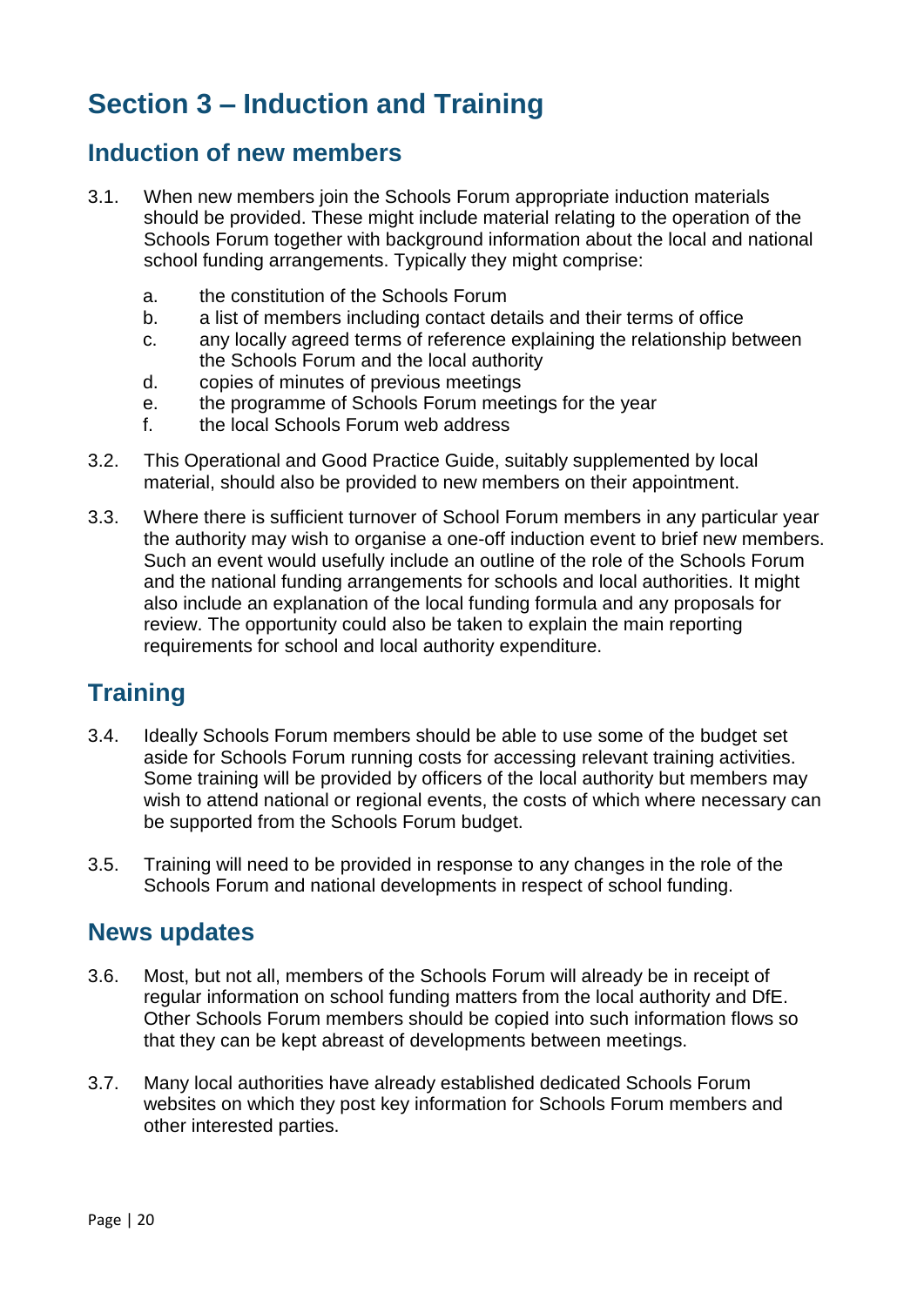# Section 3 – Induction and Training

## Induction of new members

3.1. When new members join the Schools Forum appropriate induction materials should be provided. These might include material relating to the operation of the Schools Forum together with background information about the local and national school funding arrangements. Typically they might comprise:

  a. the constitution of the Schools Forum
  b. a list of members including contact details and their terms of office
  c. any locally agreed terms of reference explaining the relationship between the Schools Forum and the local authority
  d. copies of minutes of previous meetings
  e. the programme of Schools Forum meetings for the year
  f. the local Schools Forum web address

3.2. This Operational and Good Practice Guide, suitably supplemented by local material, should also be provided to new members on their appointment.

3.3. Where there is sufficient turnover of School Forum members in any particular year the authority may wish to organise a one-off induction event to brief new members. Such an event would usefully include an outline of the role of the Schools Forum and the national funding arrangements for schools and local authorities. It might also include an explanation of the local funding formula and any proposals for review. The opportunity could also be taken to explain the main reporting requirements for school and local authority expenditure.

## Training

3.4. Ideally Schools Forum members should be able to use some of the budget set aside for Schools Forum running costs for accessing relevant training activities. Some training will be provided by officers of the local authority but members may wish to attend national or regional events, the costs of which where necessary can be supported from the Schools Forum budget.

3.5. Training will need to be provided in response to any changes in the role of the Schools Forum and national developments in respect of school funding.

## News updates

3.6. Most, but not all, members of the Schools Forum will already be in receipt of regular information on school funding matters from the local authority and DfE. Other Schools Forum members should be copied into such information flows so that they can be kept abreast of developments between meetings.

3.7. Many local authorities have already established dedicated Schools Forum websites on which they post key information for Schools Forum members and other interested parties.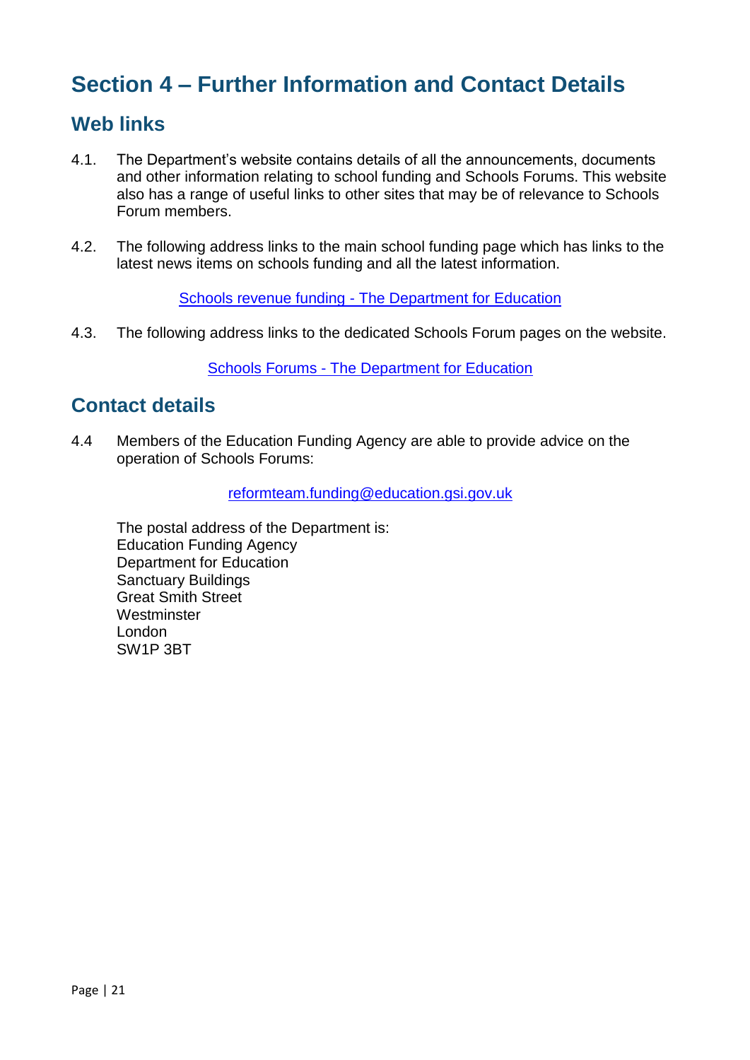# Section 4 – Further Information and Contact Details

## Web links

4.1. The Department's website contains details of all the announcements, documents and other information relating to school funding and Schools Forums. This website also has a range of useful links to other sites that may be of relevance to Schools Forum members.

4.2. The following address links to the main school funding page which has links to the latest news items on schools funding and all the latest information.

[Schools revenue funding - The Department for Education]

4.3. The following address links to the dedicated Schools Forum pages on the website.

[Schools Forums - The Department for Education]

## Contact details

4.4 Members of the Education Funding Agency are able to provide advice on the operation of Schools Forums:

reformteam.funding@education.gsi.gov.uk

The postal address of the Department is:
Education Funding Agency
Department for Education
Sanctuary Buildings
Great Smith Street
Westminster
London
SW1P 3BT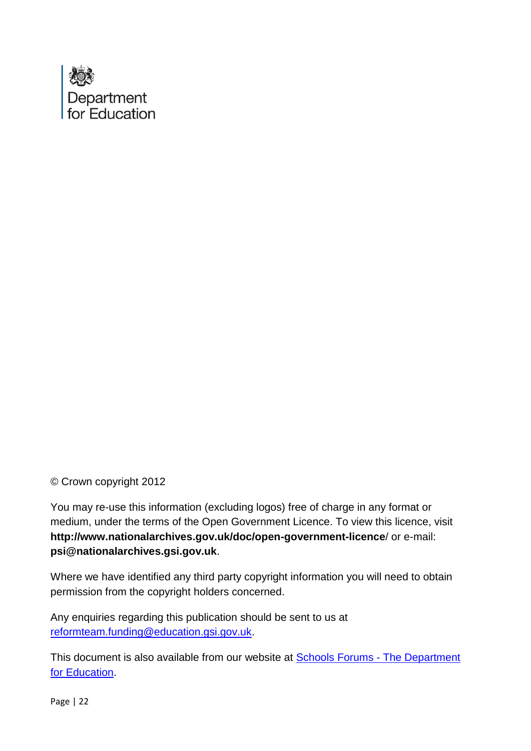Department for Education

© Crown copyright 2012

You may re-use this information (excluding logos) free of charge in any format or medium, under the terms of the Open Government Licence. To view this licence, visit **http://www.nationalarchives.gov.uk/doc/open-government-licence**/ or e-mail: **psi@nationalarchives.gsi.gov.uk**.

Where we have identified any third party copyright information you will need to obtain permission from the copyright holders concerned.

Any enquiries regarding this publication should be sent to us at reformteam.funding@education.gsi.gov.uk.

This document is also available from our website at Schools Forums - The Department for Education.